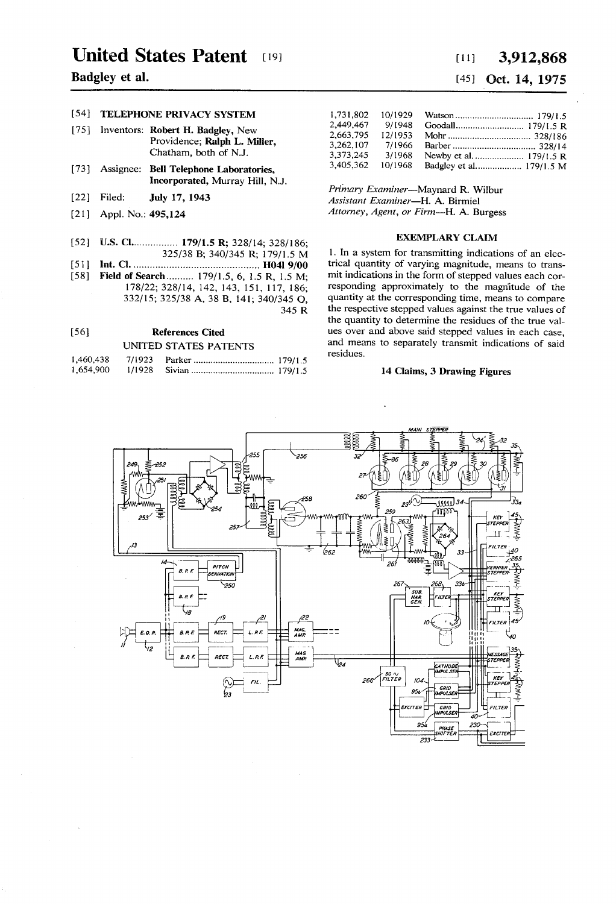# United States Patent [19]

**Badgley et al.**

[11] **3,912,868**

[45] **Oct. 14, 1975**

[54] **TELEPHONE PRIVACY SYSTEM**

[75] Inventors: **Robert H. Badgley**, New Providence; **Ralph L. Miller**, Chatham, both of N.J.

[73] Assignee: **Bell Telephone Laboratories, Incorporated**, Murray Hill, N.J.

[22] Filed: **July 17, 1943**

[21] Appl. No.: **495,124**

[52] U.S. Cl. ................ **179/1.5 R**; 328/14; 328/186; 325/38 B; 340/345 R; 179/1.5 M

[51] Int. Cl. ............................................. **H04l 9/00**

[58] **Field of Search** .......... 179/1.5, 6, 1.5 R, 1.5 M; 178/22; 328/14, 142, 143, 151, 117, 186; 332/15; 325/38 A, 38 B, 141; 340/345 Q, 345 R

[56] **References Cited**

UNITED STATES PATENTS

| | | | |
|---|---|---|---|
| 1,460,438 | 7/1923 | Parker | 179/1.5 |
| 1,654,900 | 1/1928 | Sivian | 179/1.5 |
| 1,731,802 | 10/1929 | Watson | 179/1.5 |
| 2,449,467 | 9/1948 | Goodall | 179/1.5 R |
| 2,663,795 | 12/1953 | Mohr | 328/186 |
| 3,262,107 | 7/1966 | Barber | 328/14 |
| 3,373,245 | 3/1968 | Newby et al. | 179/1.5 R |
| 3,405,362 | 10/1968 | Badgley et al. | 179/1.5 M |

*Primary Examiner*—Maynard R. Wilbur
*Assistant Examiner*—H. A. Birmiel
*Attorney, Agent, or Firm*—H. A. Burgess

## EXEMPLARY CLAIM

1. In a system for transmitting indications of an electrical quantity of varying magnitude, means to transmit indications in the form of stepped values each corresponding approximately to the magnitude of the quantity at the corresponding time, means to compare the respective stepped values against the true values of the quantity to determine the residues of the true values over and above said stepped values in each case, and means to separately transmit indications of said residues.

**14 Claims, 3 Drawing Figures**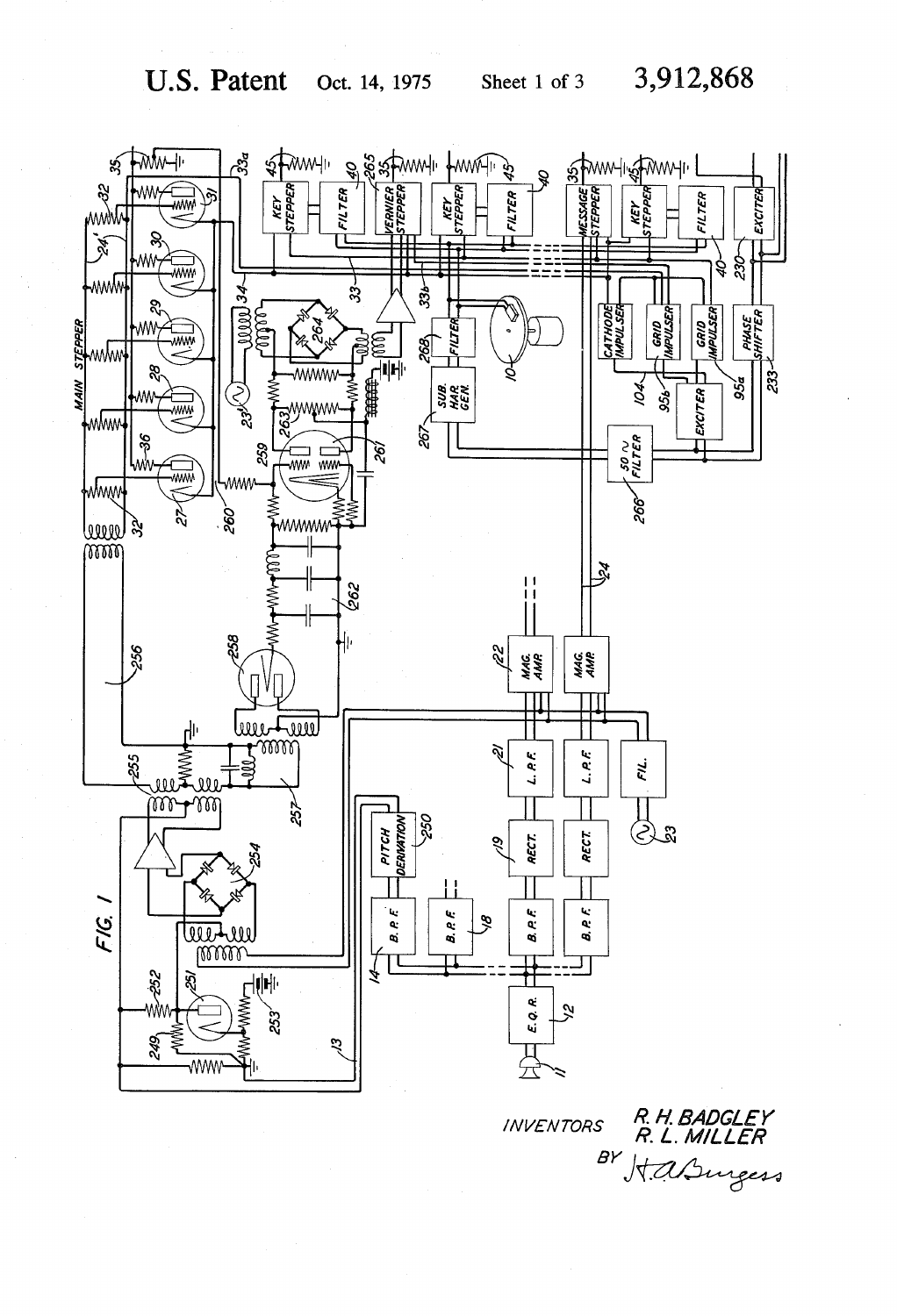FIG. 1

INVENTORS R. H. BADGLEY
R. L. MILLER

BY H. A. Burgess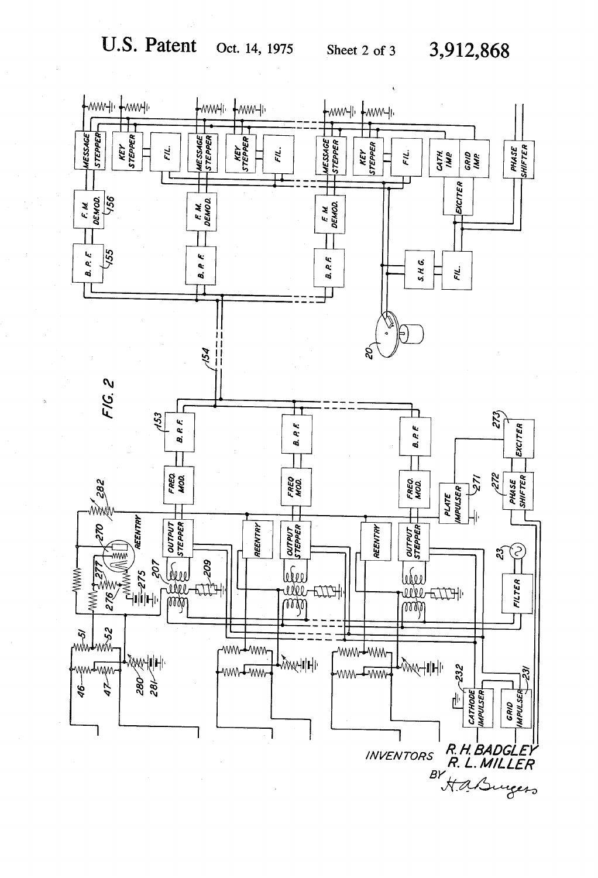U.S. Patent Oct. 14, 1975 Sheet 2 of 3 3,912,868

FIG. 2

INVENTORS R. H. BADGLEY
R. L. MILLER
BY H. A. Burgess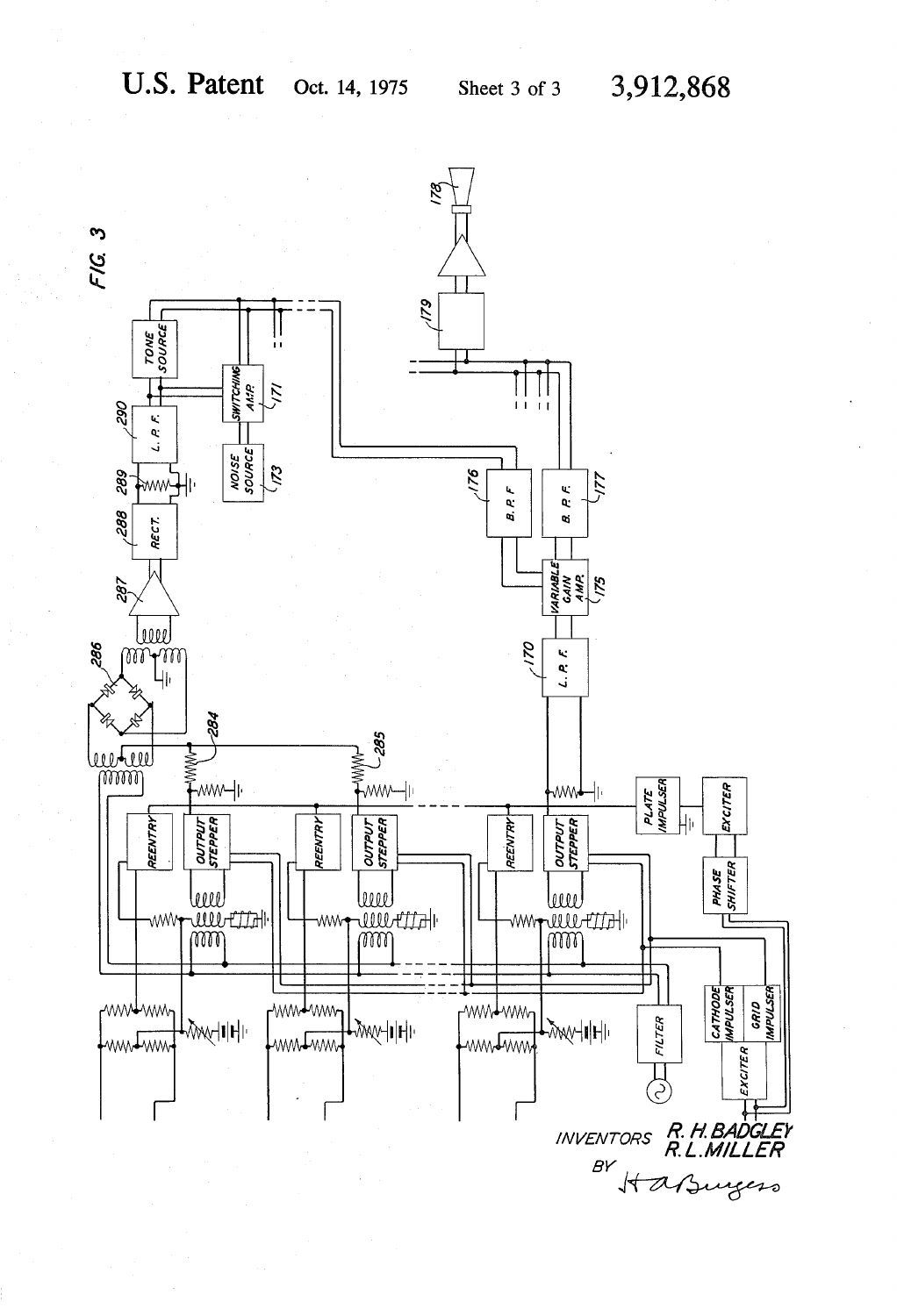U.S. Patent Oct. 14, 1975 Sheet 3 of 3 3,912,868

FIG. 3

INVENTORS R. H. BADGLEY
R. L. MILLER

BY H. A. Burgess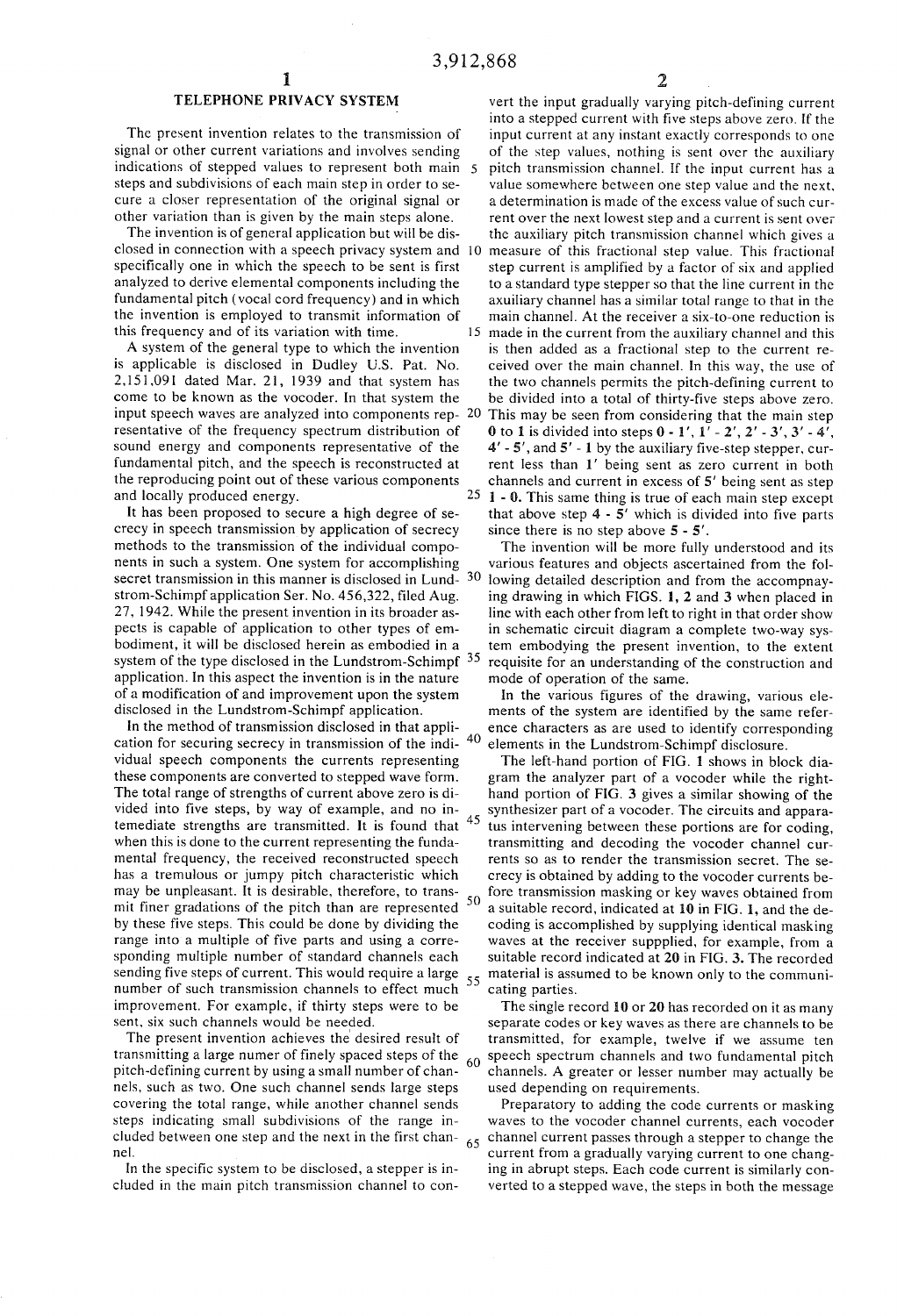# TELEPHONE PRIVACY SYSTEM

The present invention relates to the transmission of signal or other current variations and involves sending indications of stepped values to represent both main steps and subdivisions of each main step in order to secure a closer representation of the original signal or other variation than is given by the main steps alone.

The invention is of general application but will be disclosed in connection with a speech privacy system and specifically one in which the speech to be sent is first analyzed to derive elemental components including the fundamental pitch (vocal cord frequency) and in which the invention is employed to transmit information of this frequency and of its variation with time.

A system of the general type to which the invention is applicable is disclosed in Dudley U.S. Pat. No. 2,151,091 dated Mar. 21, 1939 and that system has come to be known as the vocoder. In that system the input speech waves are analyzed into components representative of the frequency spectrum distribution of sound energy and components representative of the fundamental pitch, and the speech is reconstructed at the reproducing point out of these various components and locally produced energy.

It has been proposed to secure a high degree of secrecy in speech transmission by application of secrecy methods to the transmission of the individual components in such a system. One system for accomplishing secret transmission in this manner is disclosed in Lundstrom-Schimpf application Ser. No. 456,322, filed Aug. 27, 1942. While the present invention in its broader aspects is capable of application to other types of embodiment, it will be disclosed herein as embodied in a system of the type disclosed in the Lundstrom-Schimpf application. In this aspect the invention is in the nature of a modification of and improvement upon the system disclosed in the Lundstrom-Schimpf application.

In the method of transmission disclosed in that application for securing secrecy in transmission of the individual speech components the currents representing these components are converted to stepped wave form. The total range of strengths of current above zero is divided into five steps, by way of example, and no intemediate strengths are transmitted. It is found that when this is done to the current representing the fundamental frequency, the received reconstructed speech has a tremulous or jumpy pitch characteristic which may be unpleasant. It is desirable, therefore, to transmit finer gradations of the pitch than are represented by these five steps. This could be done by dividing the range into a multiple of five parts and using a corresponding multiple number of standard channels each sending five steps of current. This would require a large number of such transmission channels to effect much improvement. For example, if thirty steps were to be sent, six such channels would be needed.

The present invention achieves the desired result of transmitting a large numer of finely spaced steps of the pitch-defining current by using a small number of channels, such as two. One such channel sends large steps covering the total range, while another channel sends steps indicating small subdivisions of the range included between one step and the next in the first channel.

In the specific system to be disclosed, a stepper is included in the main pitch transmission channel to convert the input gradually varying pitch-defining current into a stepped current with five steps above zero. If the input current at any instant exactly corresponds to one of the step values, nothing is sent over the auxiliary pitch transmission channel. If the input current has a value somewhere between one step value and the next, a determination is made of the excess value of such current over the next lowest step and a current is sent over the auxiliary pitch transmission channel which gives a measure of this fractional step value. This fractional step current is amplified by a factor of six and applied to a standard type stepper so that the line current in the axuiliary channel has a similar total range to that in the main channel. At the receiver a six-to-one reduction is made in the current from the auxiliary channel and this is then added as a fractional step to the current received over the main channel. In this way, the use of the two channels permits the pitch-defining current to be divided into a total of thirty-five steps above zero. This may be seen from considering that the main step **0** to **1** is divided into steps **0 - 1'**, **1' - 2'**, **2' - 3'**, **3' - 4'**, **4' - 5'**, and **5' - 1** by the auxiliary five-step stepper, current less than **1'** being sent as zero current in both channels and current in excess of **5'** being sent as step **1 - 0**. This same thing is true of each main step except that above step **4 - 5'** which is divided into five parts since there is no step above **5 - 5'**.

The invention will be more fully understood and its various features and objects ascertained from the following detailed description and from the accompnaying drawing in which FIGS. **1**, **2** and **3** when placed in line with each other from left to right in that order show in schematic circuit diagram a complete two-way system embodying the present invention, to the extent requisite for an understanding of the construction and mode of operation of the same.

In the various figures of the drawing, various elements of the system are identified by the same reference characters as are used to identify corresponding elements in the Lundstrom-Schimpf disclosure.

The left-hand portion of FIG. 1 shows in block diagram the analyzer part of a vocoder while the right-hand portion of FIG. 3 gives a similar showing of the synthesizer part of a vocoder. The circuits and apparatus intervening between these portions are for coding, transmitting and decoding the vocoder channel currents so as to render the transmission secret. The secrecy is obtained by adding to the vocoder currents before transmission masking or key waves obtained from a suitable record, indicated at **10** in FIG. **1**, and the decoding is accomplished by supplying identical masking waves at the receiver suppplied, for example, from a suitable record indicated at **20** in FIG. **3**. The recorded material is assumed to be known only to the communicating parties.

The single record **10** or **20** has recorded on it as many separate codes or key waves as there are channels to be transmitted, for example, twelve if we assume ten speech spectrum channels and two fundamental pitch channels. A greater or lesser number may actually be used depending on requirements.

Preparatory to adding the code currents or masking waves to the vocoder channel currents, each vocoder channel current passes through a stepper to change the current from a gradually varying current to one changing in abrupt steps. Each code current is similarly converted to a stepped wave, the steps in both the message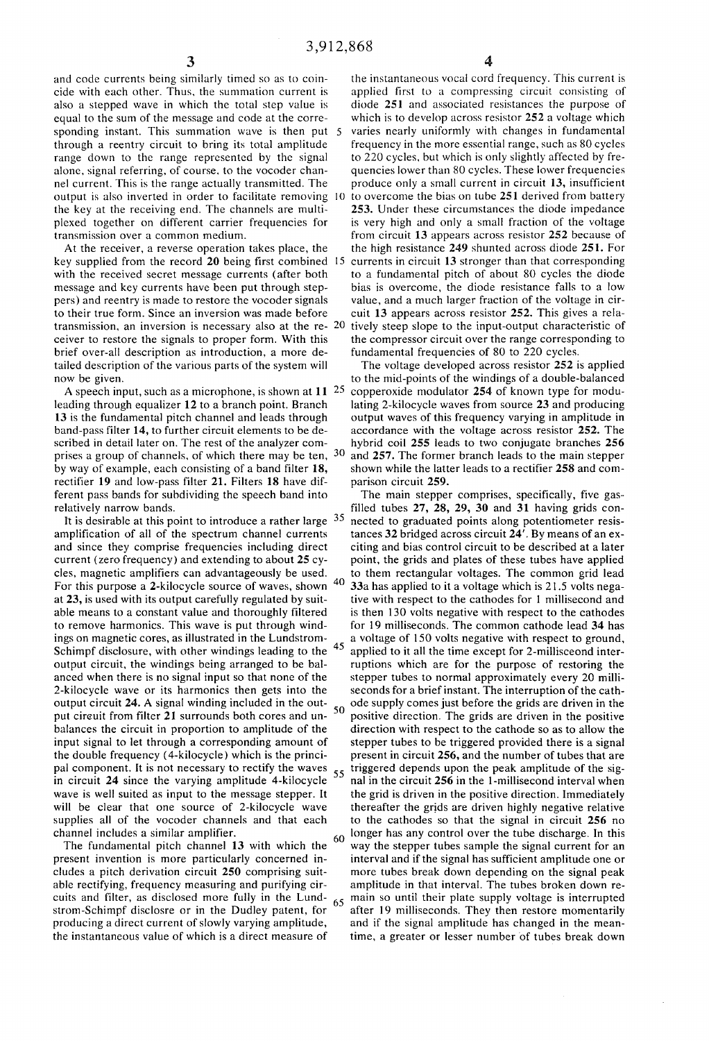and code currents being similarly timed so as to coincide with each other. Thus, the summation current is also a stepped wave in which the total step value is equal to the sum of the message and code at the corresponding instant. This summation wave is then put through a reentry circuit to bring its total amplitude range down to the range represented by the signal alone, signal referring, of course, to the vocoder channel current. This is the range actually transmitted. The output is also inverted in order to facilitate removing the key at the receiving end. The channels are multiplexed together on different carrier frequencies for transmission over a common medium.

At the receiver, a reverse operation takes place, the key supplied from the record **20** being first combined with the received secret message currents (after both message and key currents have been put through steppers) and reentry is made to restore the vocoder signals to their true form. Since an inversion was made before transmission, an inversion is necessary also at the receiver to restore the signals to proper form. With this brief over-all description as introduction, a more detailed description of the various parts of the system will now be given.

A speech input, such as a microphone, is shown at **11** leading through equalizer **12** to a branch point. Branch **13** is the fundamental pitch channel and leads through band-pass filter **14**, to further circuit elements to be described in detail later on. The rest of the analyzer comprises a group of channels, of which there may be ten, by way of example, each consisting of a band filter **18**, rectifier **19** and low-pass filter **21**. Filters **18** have different pass bands for subdividing the speech band into relatively narrow bands.

It is desirable at this point to introduce a rather large amplification of all of the spectrum channel currents and since they comprise frequencies including direct current (zero frequency) and extending to about **25** cycles, magnetic amplifiers can advantageously be used. For this purpose a **2**-kilocycle source of waves, shown at **23**, is used with its output carefully regulated by suitable means to a constant value and thoroughly filtered to remove harmonics. This wave is put through windings on magnetic cores, as illustrated in the Lundstrom-Schimpf disclosure, with other windings leading to the output circuit, the windings being arranged to be balanced when there is no signal input so that none of the 2-kilocycle wave or its harmonics then gets into the output circuit **24**. A signal winding included in the output circuit from filter **21** surrounds both cores and unbalances the circuit in proportion to amplitude of the input signal to let through a corresponding amount of the double frequency (4-kilocycle) which is the principal component. It is not necessary to rectify the waves in circuit **24** since the varying amplitude 4-kilocycle wave is well suited as input to the message stepper. It will be clear that one source of 2-kilocycle wave supplies all of the vocoder channels and that each channel includes a similar amplifier.

The fundamental pitch channel **13** with which the present invention is more particularly concerned includes a pitch derivation circuit **250** comprising suitable rectifying, frequency measuring and purifying circuits and filter, as disclosed more fully in the Lundstrom-Schimpf disclosre or in the Dudley patent, for producing a direct current of slowly varying amplitude, the instantaneous value of which is a direct measure of the instantaneous vocal cord frequency. This current is applied first to a compressing circuit consisting of diode **251** and associated resistances the purpose of which is to develop across resistor **252** a voltage which varies nearly uniformly with changes in fundamental frequency in the more essential range, such as 80 cycles to 220 cycles, but which is only slightly affected by frequencies lower than 80 cycles. These lower frequencies produce only a small current in circuit **13**, insufficient to overcome the bias on tube **251** derived from battery **253**. Under these circumstances the diode impedance is very high and only a small fraction of the voltage from circuit **13** appears across resistor **252** because of the high resistance **249** shunted across diode **251**. For currents in circuit **13** stronger than that corresponding to a fundamental pitch of about 80 cycles the diode bias is overcome, the diode resistance falls to a low value, and a much larger fraction of the voltage in circuit **13** appears across resistor **252**. This gives a relatively steep slope to the input-output characteristic of the compressor circuit over the range corresponding to fundamental frequencies of 80 to 220 cycles.

The voltage developed across resistor **252** is applied to the mid-points of the windings of a double-balanced copperoxide modulator **254** of known type for modulating 2-kilocycle waves from source **23** and producing output waves of this frequency varying in amplitude in accordance with the voltage across resistor **252**. The hybrid coil **255** leads to two conjugate branches **256** and **257**. The former branch leads to the main stepper shown while the latter leads to a rectifier **258** and comparison circuit **259**.

The main stepper comprises, specifically, five gas-filled tubes **27, 28, 29, 30** and **31** having grids connected to graduated points along potentiometer resistances **32** bridged across circuit **24'**. By means of an exciting and bias control circuit to be described at a later point, the grids and plates of these tubes have applied to them rectangular voltages. The common grid lead **33a** has applied to it a voltage which is 21.5 volts negative with respect to the cathodes for 1 millisecond and is then 130 volts negative with respect to the cathodes for 19 milliseconds. The common cathode lead **34** has a voltage of 150 volts negative with respect to ground, applied to it all the time except for 2-millisceond interruptions which are for the purpose of restoring the stepper tubes to normal approximately every 20 milliseconds for a brief instant. The interruption of the cathode supply comes just before the grids are driven in the positive direction. The grids are driven in the positive direction with respect to the cathode so as to allow the stepper tubes to be triggered provided there is a signal present in circuit **256**, and the number of tubes that are triggered depends upon the peak amplitude of the signal in the circuit **256** in the 1-millisecond interval when the grid is driven in the positive direction. Immediately thereafter the grids are driven highly negative relative to the cathodes so that the signal in circuit **256** no longer has any control over the tube discharge. In this way the stepper tubes sample the signal current for an interval and if the signal has sufficient amplitude one or more tubes break down depending on the signal peak amplitude in that interval. The tubes broken down remain so until their plate supply voltage is interrupted after 19 milliseconds. They then restore momentarily and if the signal amplitude has changed in the meantime, a greater or lesser number of tubes break down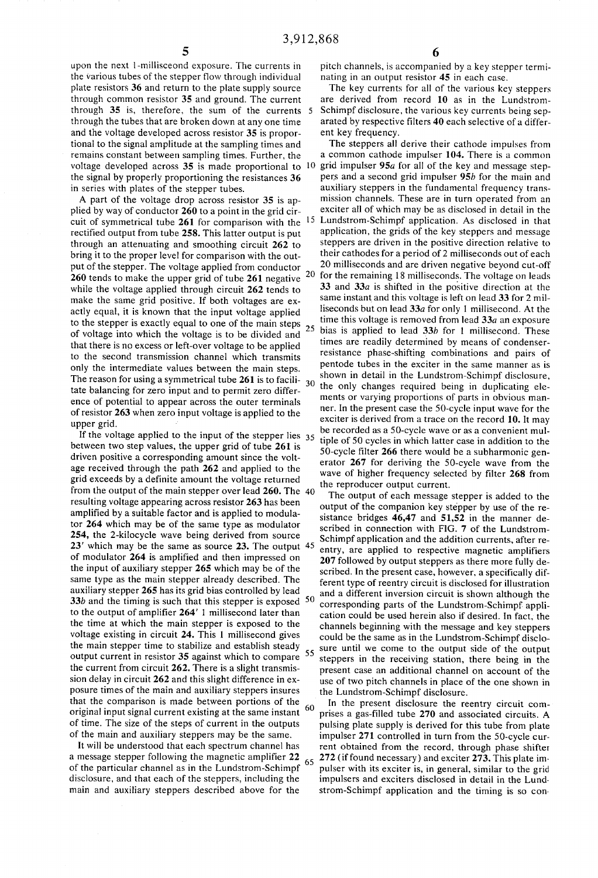upon the next 1-millisceond exposure. The currents in the various tubes of the stepper flow through individual plate resistors **36** and return to the plate supply source through common resistor **35** and ground. The current through **35** is, therefore, the sum of the currents through the tubes that are broken down at any one time and the voltage developed across resistor **35** is proportional to the signal amplitude at the sampling times and remains constant between sampling times. Further, the voltage developed across **35** is made proportional to the signal by properly proportioning the resistances **36** in series with plates of the stepper tubes.

A part of the voltage drop across resistor **35** is applied by way of conductor **260** to a point in the grid circuit of symmetrical tube **261** for comparison with the rectified output from tube **258**. This latter output is put through an attenuating and smoothing circuit **262** to bring it to the proper level for comparison with the output of the stepper. The voltage applied from conductor **260** tends to make the upper grid of tube **261** negative while the voltage applied through circuit **262** tends to make the same grid positive. If both voltages are exactly equal, it is known that the input voltage applied to the stepper is exactly equal to one of the main steps of voltage into which the voltage is to be divided and that there is no excess or left-over voltage to be applied to the second transmission channel which transmits only the intermediate values between the main steps. The reason for using a symmetrical tube **261** is to facilitate balancing for zero input and to permit zero difference of potential to appear across the outer terminals of resistor **263** when zero input voltage is applied to the upper grid.

If the voltage applied to the input of the stepper lies between two step values, the upper grid of tube **261** is driven positive a corresponding amount since the voltage received through the path **262** and applied to the grid exceeds by a definite amount the voltage returned from the output of the main stepper over lead **260**. The resulting voltage appearing across resistor **263** has been amplified by a suitable factor and is applied to modulator **264** which may be of the same type as modulator **254**, the 2-kilocycle wave being derived from source **23'** which may be the same as source **23**. The output of modulator **264** is amplified and then impressed on the input of auxiliary stepper **265** which may be of the same type as the main stepper already described. The auxiliary stepper **265** has its grid bias controlled by lead **33b** and the timing is such that this stepper is exposed to the output of amplifier **264'** 1 millisecond later than the time at which the main stepper is exposed to the voltage existing in circuit **24**. This 1 millisecond gives the main stepper time to stabilize and establish steady output current in resistor **35** against which to compare the current from circuit **262**. There is a slight transmission delay in circuit **262** and this slight difference in exposure times of the main and auxiliary steppers insures that the comparison is made between portions of the original input signal current existing at the same instant of time. The size of the steps of current in the outputs of the main and auxiliary steppers may be the same.

It will be understood that each spectrum channel has a message stepper following the magnetic amplifier **22** of the particular channel as in the Lundstrom-Schimpf disclosure, and that each of the steppers, including the main and auxiliary steppers described above for the pitch channels, is accompanied by a key stepper terminating in an output resistor **45** in each case.

The key currents for all of the various key steppers are derived from record **10** as in the Lundstrom-Schimpf disclosure, the various key currents being separated by respective filters **40** each selective of a different key frequency.

The steppers all derive their cathode impulses from a common cathode impulser **104**. There is a common grid impulser **95a** for all of the key and message steppers and a second grid impulser **95b** for the main and auxiliary steppers in the fundamental frequency transmission channels. These are in turn operated from an exciter all of which may be as disclosed in detail in the Lundstrom-Schimpf application. As disclosed in that application, the grids of the key steppers and message steppers are driven in the positive direction relative to their cathodes for a period of 2 milliseconds out of each 20 milliseconds and are driven negative beyond cut-off for the remaining 18 milliseconds. The voltage on leads **33** and **33a** is shifted in the positive direction at the same instant and this voltage is left on lead **33** for 2 milliseconds but on lead **33a** for only 1 millisecond. At the time this voltage is removed from lead **33a** an exposure bias is applied to lead **33b** for 1 millisecond. These times are readily determined by means of condenser-resistance phase-shifting combinations and pairs of pentode tubes in the exciter in the same manner as is shown in detail in the Lundstrom-Schimpf disclosure, the only changes required being in duplicating elements or varying proportions of parts in obvious manner. In the present case the 50-cycle input wave for the exciter is derived from a trace on the record **10**. It may be recorded as a 50-cycle wave or as a convenient multiple of 50 cycles in which latter case in addition to the 50-cycle filter **266** there would be a subharmonic generator **267** for deriving the 50-cycle wave from the wave of higher frequency selected by filter **268** from the reproducer output current.

The output of each message stepper is added to the output of the companion key stepper by use of the resistance bridges **46,47** and **51,52** in the manner described in connection with FIG. 7 of the Lundstrom-Schimpf application and the addition currents, after reentry, are applied to respective magnetic amplifiers **207** followed by output steppers as there more fully described. In the present case, however, a specifically different type of reentry circuit is disclosed for illustration and a different inversion circuit is shown although the corresponding parts of the Lundstrom-Schimpf application could be used herein also if desired. In fact, the channels beginning with the message and key steppers could be the same as in the Lundstrom-Schimpf disclosure until we come to the output side of the output steppers in the receiving station, there being in the present case an additional channel on account of the use of two pitch channels in place of the one shown in the Lundstrom-Schimpf disclosure.

In the present disclosure the reentry circuit comprises a gas-filled tube **270** and associated circuits. A pulsing plate supply is derived for this tube from plate impulser **271** controlled in turn from the 50-cycle current obtained from the record, through phase shifter **272** (if found necessary) and exciter **273**. This plate impulser with its exciter is, in general, similar to the grid impulsers and exciters disclosed in detail in the Lundstrom-Schimpf application and the timing is so con-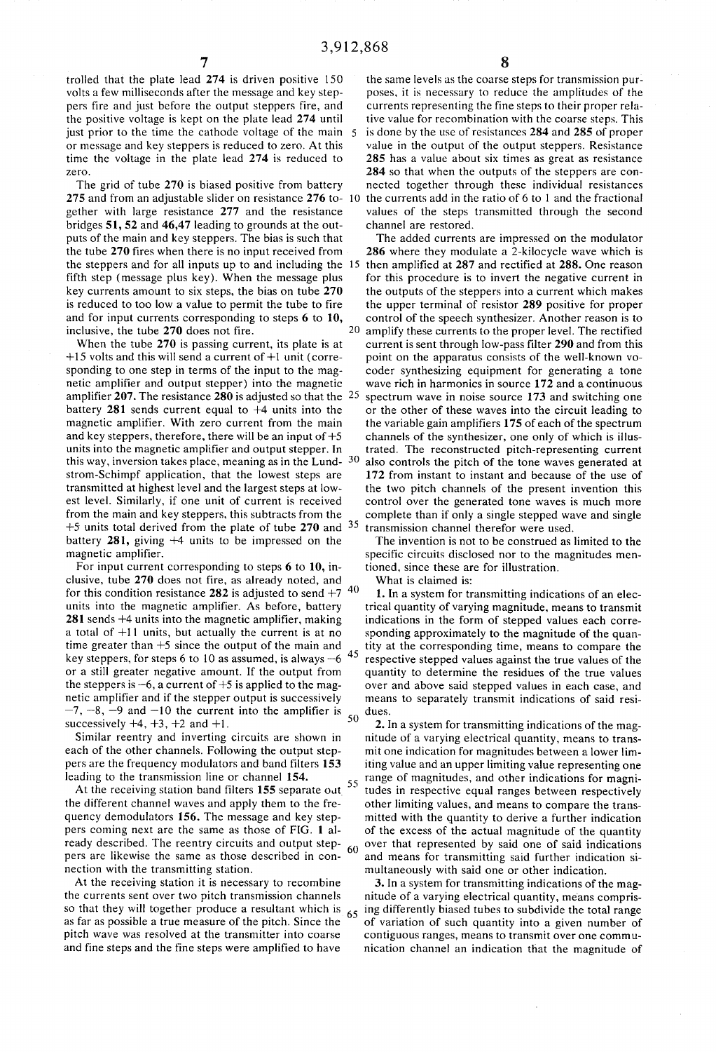trolled that the plate lead 274 is driven positive 150 volts a few milliseconds after the message and key steppers fire and just before the output steppers fire, and the positive voltage is kept on the plate lead 274 until just prior to the time the cathode voltage of the main or message and key steppers is reduced to zero. At this time the voltage in the plate lead 274 is reduced to zero.

The grid of tube 270 is biased positive from battery 275 and from an adjustable slider on resistance 276 together with large resistance 277 and the resistance bridges 51, 52 and 46,47 leading to grounds at the outputs of the main and key steppers. The bias is such that the tube 270 fires when there is no input received from the steppers and for all inputs up to and including the fifth step (message plus key). When the message plus key currents amount to six steps, the bias on tube 270 is reduced to too low a value to permit the tube to fire and for input currents corresponding to steps 6 to 10, inclusive, the tube 270 does not fire.

When the tube 270 is passing current, its plate is at +15 volts and this will send a current of +1 unit (corresponding to one step in terms of the input to the magnetic amplifier and output stepper) into the magnetic amplifier 207. The resistance 280 is adjusted so that the battery 281 sends current equal to +4 units into the magnetic amplifier. With zero current from the main and key steppers, therefore, there will be an input of +5 units into the magnetic amplifier and output stepper. In this way, inversion takes place, meaning as in the Lundstrom-Schimpf application, that the lowest steps are transmitted at highest level and the largest steps at lowest level. Similarly, if one unit of current is received from the main and key steppers, this subtracts from the +5 units total derived from the plate of tube 270 and battery 281, giving +4 units to be impressed on the magnetic amplifier.

For input current corresponding to steps 6 to 10, inclusive, tube 270 does not fire, as already noted, and for this condition resistance 282 is adjusted to send +7 units into the magnetic amplifier. As before, battery 281 sends +4 units into the magnetic amplifier, making a total of +11 units, but actually the current is at no time greater than +5 since the output of the main and key steppers, for steps 6 to 10 as assumed, is always −6 or a still greater negative amount. If the output from the steppers is −6, a current of +5 is applied to the magnetic amplifier and if the stepper output is successively −7, −8, −9 and −10 the current into the amplifier is successively +4, +3, +2 and +1.

Similar reentry and inverting circuits are shown in each of the other channels. Following the output steppers are the frequency modulators and band filters 153 leading to the transmission line or channel 154.

At the receiving station band filters 155 separate out the different channel waves and apply them to the frequency demodulators 156. The message and key steppers coming next are the same as those of FIG. 1 already described. The reentry circuits and output steppers are likewise the same as those described in connection with the transmitting station.

At the receiving station it is necessary to recombine the currents sent over two pitch transmission channels so that they will together produce a resultant which is as far as possible a true measure of the pitch. Since the pitch wave was resolved at the transmitter into coarse and fine steps and the fine steps were amplified to have the same levels as the coarse steps for transmission purposes, it is necessary to reduce the amplitudes of the currents representing the fine steps to their proper relative value for recombination with the coarse steps. This is done by the use of resistances 284 and 285 of proper value in the output of the output steppers. Resistance 285 has a value about six times as great as resistance 284 so that when the outputs of the steppers are connected together through these individual resistances the currents add in the ratio of 6 to 1 and the fractional values of the steps transmitted through the second channel are restored.

The added currents are impressed on the modulator 286 where they modulate a 2-kilocycle wave which is then amplified at 287 and rectified at 288. One reason for this procedure is to invert the negative current in the outputs of the steppers into a current which makes the upper terminal of resistor 289 positive for proper control of the speech synthesizer. Another reason is to amplify these currents to the proper level. The rectified current is sent through low-pass filter 290 and from this point on the apparatus consists of the well-known vocoder synthesizing equipment for generating a tone wave rich in harmonics in source 172 and a continuous spectrum wave in noise source 173 and switching one or the other of these waves into the circuit leading to the variable gain amplifiers 175 of each of the spectrum channels of the synthesizer, one only of which is illustrated. The reconstructed pitch-representing current also controls the pitch of the tone waves generated at 172 from instant to instant and because of the use of the two pitch channels of the present invention this control over the generated tone waves is much more complete than if only a single stepped wave and single transmission channel therefor were used.

The invention is not to be construed as limited to the specific circuits disclosed nor to the magnitudes mentioned, since these are for illustration.

What is claimed is:

1. In a system for transmitting indications of an electrical quantity of varying magnitude, means to transmit indications in the form of stepped values each corresponding approximately to the magnitude of the quantity at the corresponding time, means to compare the respective stepped values against the true values of the quantity to determine the residues of the true values over and above said stepped values in each case, and means to separately transmit indications of said residues.

2. In a system for transmitting indications of the magnitude of a varying electrical quantity, means to transmit one indication for magnitudes between a lower limiting value and an upper limiting value representing one range of magnitudes, and other indications for magnitudes in respective equal ranges between respectively other limiting values, and means to compare the transmitted with the quantity to derive a further indication of the excess of the actual magnitude of the quantity over that represented by said one of said indications and means for transmitting said further indication simultaneously with said one or other indication.

3. In a system for transmitting indications of the magnitude of a varying electrical quantity, means comprising differently biased tubes to subdivide the total range of variation of such quantity into a given number of contiguous ranges, means to transmit over one communication channel an indication that the magnitude of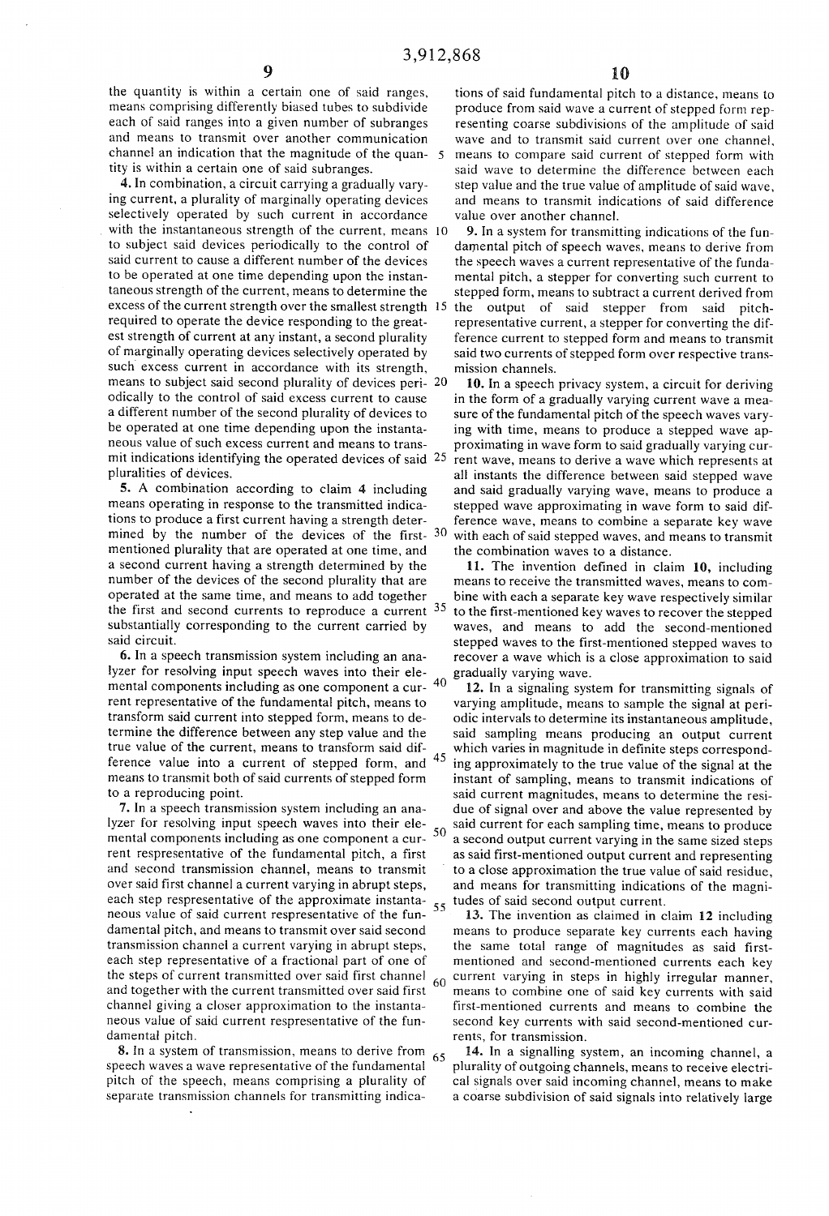the quantity is within a certain one of said ranges, means comprising differently biased tubes to subdivide each of said ranges into a given number of subranges and means to transmit over another communication channel an indication that the magnitude of the quantity is within a certain one of said subranges.

**4.** In combination, a circuit carrying a gradually varying current, a plurality of marginally operating devices selectively operated by such current in accordance with the instantaneous strength of the current, means to subject said devices periodically to the control of said current to cause a different number of the devices to be operated at one time depending upon the instantaneous strength of the current, means to determine the excess of the current strength over the smallest strength required to operate the device responding to the greatest strength of current at any instant, a second plurality of marginally operating devices selectively operated by such excess current in accordance with its strength, means to subject said second plurality of devices periodically to the control of said excess current to cause a different number of the second plurality of devices to be operated at one time depending upon the instantaneous value of such excess current and means to transmit indications identifying the operated devices of said pluralities of devices.

**5.** A combination according to claim **4** including means operating in response to the transmitted indications to produce a first current having a strength determined by the number of the devices of the first-mentioned plurality that are operated at one time, and a second current having a strength determined by the number of the devices of the second plurality that are operated at the same time, and means to add together the first and second currents to reproduce a current substantially corresponding to the current carried by said circuit.

**6.** In a speech transmission system including an analyzer for resolving input speech waves into their elemental components including as one component a current representative of the fundamental pitch, means to transform said current into stepped form, means to determine the difference between any step value and the true value of the current, means to transform said difference value into a current of stepped form, and means to transmit both of said currents of stepped form to a reproducing point.

**7.** In a speech transmission system including an analyzer for resolving input speech waves into their elemental components including as one component a current respresentative of the fundamental pitch, a first and second transmission channel, means to transmit over said first channel a current varying in abrupt steps, each step respresentative of the approximate instantaneous value of said current respresentative of the fundamental pitch, and means to transmit over said second transmission channel a current varying in abrupt steps, each step representative of a fractional part of one of the steps of current transmitted over said first channel and together with the current transmitted over said first channel giving a closer approximation to the instantaneous value of said current respresentative of the fundamental pitch.

**8.** In a system of transmission, means to derive from speech waves a wave representative of the fundamental pitch of the speech, means comprising a plurality of separate transmission channels for transmitting indications of said fundamental pitch to a distance, means to produce from said wave a current of stepped form representing coarse subdivisions of the amplitude of said wave and to transmit said current over one channel, means to compare said current of stepped form with said wave to determine the difference between each step value and the true value of amplitude of said wave, and means to transmit indications of said difference value over another channel.

**9.** In a system for transmitting indications of the fundamental pitch of speech waves, means to derive from the speech waves a current representative of the fundamental pitch, a stepper for converting such current to stepped form, means to subtract a current derived from the output of said stepper from said pitch-representative current, a stepper for converting the difference current to stepped form and means to transmit said two currents of stepped form over respective transmission channels.

**10.** In a speech privacy system, a circuit for deriving in the form of a gradually varying current wave a measure of the fundamental pitch of the speech waves varying with time, means to produce a stepped wave approximating in wave form to said gradually varying current wave, means to derive a wave which represents at all instants the difference between said stepped wave and said gradually varying wave, means to produce a stepped wave approximating in wave form to said difference wave, means to combine a separate key wave with each of said stepped waves, and means to transmit the combination waves to a distance.

**11.** The invention defined in claim **10**, including means to receive the transmitted waves, means to combine with each a separate key wave respectively similar to the first-mentioned key waves to recover the stepped waves, and means to add the second-mentioned stepped waves to the first-mentioned stepped waves to recover a wave which is a close approximation to said gradually varying wave.

**12.** In a signaling system for transmitting signals of varying amplitude, means to sample the signal at periodic intervals to determine its instantaneous amplitude, said sampling means producing an output current which varies in magnitude in definite steps corresponding approximately to the true value of the signal at the instant of sampling, means to transmit indications of said current magnitudes, means to determine the residue of signal over and above the value represented by said current for each sampling time, means to produce a second output current varying in the same sized steps as said first-mentioned output current and representing to a close approximation the true value of said residue, and means for transmitting indications of the magnitudes of said second output current.

**13.** The invention as claimed in claim **12** including means to produce separate key currents each having the same total range of magnitudes as said first-mentioned and second-mentioned currents each key current varying in steps in highly irregular manner, means to combine one of said key currents with said first-mentioned currents and means to combine the second key currents with said second-mentioned currents, for transmission.

**14.** In a signalling system, an incoming channel, a plurality of outgoing channels, means to receive electrical signals over said incoming channel, means to make a coarse subdivision of said signals into relatively large